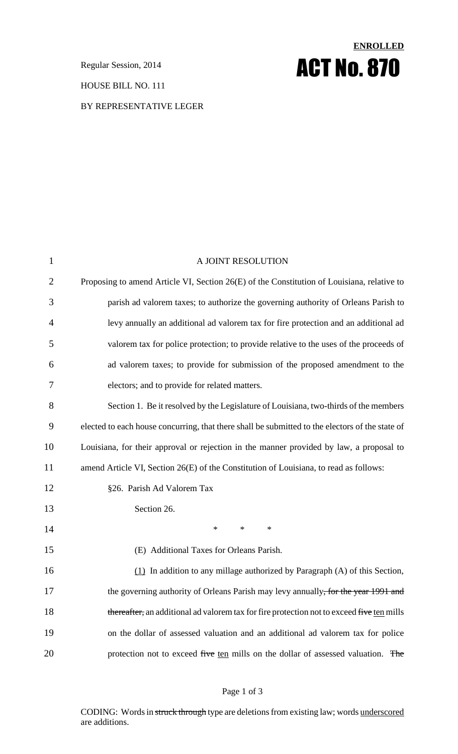**ENROLLED**

Regular Session, 2014

# ACT No. 870

HOUSE BILL NO. 111

BY REPRESENTATIVE LEGER

A JOINT RESOLUTION

Proposing to amend Article VI, Section 26(E) of the Constitution of Louisiana, relative to parish ad valorem taxes; to authorize the governing authority of Orleans Parish to levy annually an additional ad valorem tax for fire protection and an additional ad valorem tax for police protection; to provide relative to the uses of the proceeds of ad valorem taxes; to provide for submission of the proposed amendment to the electors; and to provide for related matters.

Section 1. Be it resolved by the Legislature of Louisiana, two-thirds of the members elected to each house concurring, that there shall be submitted to the electors of the state of Louisiana, for their approval or rejection in the manner provided by law, a proposal to amend Article VI, Section 26(E) of the Constitution of Louisiana, to read as follows:

§26. Parish Ad Valorem Tax

Section 26.

\* \* \*

(E) Additional Taxes for Orleans Parish.

<u>(1)</u> In addition to any millage authorized by Paragraph (A) of this Section, the governing authority of Orleans Parish may levy annually~~, for the year 1991 and thereafter,~~ an additional ad valorem tax for fire protection not to exceed ~~five~~ <u>ten</u> mills on the dollar of assessed valuation and an additional ad valorem tax for police protection not to exceed ~~five~~ <u>ten</u> mills on the dollar of assessed valuation. ~~The~~

CODING: Words in ~~struck through~~ type are deletions from existing law; words <u>underscored</u> are additions.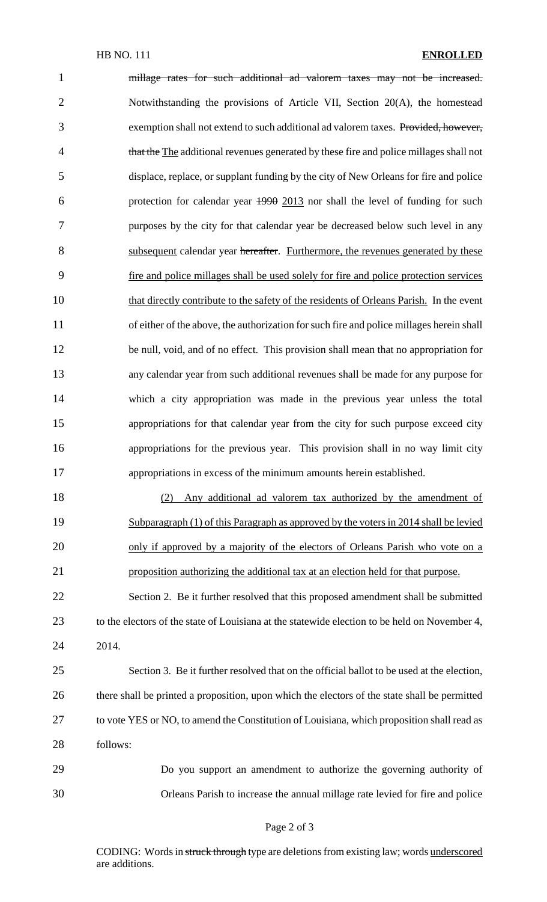~~millage rates for such additional ad valorem taxes may not be increased.~~ Notwithstanding the provisions of Article VII, Section 20(A), the homestead exemption shall not extend to such additional ad valorem taxes. ~~Provided, however, that the~~ <u>The</u> additional revenues generated by these fire and police millages shall not displace, replace, or supplant funding by the city of New Orleans for fire and police protection for calendar year ~~1990~~ <u>2013</u> nor shall the level of funding for such purposes by the city for that calendar year be decreased below such level in any <u>subsequent</u> calendar year ~~hereafter~~. <u>Furthermore, the revenues generated by these fire and police millages shall be used solely for fire and police protection services that directly contribute to the safety of the residents of Orleans Parish.</u> In the event of either of the above, the authorization for such fire and police millages herein shall be null, void, and of no effect. This provision shall mean that no appropriation for any calendar year from such additional revenues shall be made for any purpose for which a city appropriation was made in the previous year unless the total appropriations for that calendar year from the city for such purpose exceed city appropriations for the previous year. This provision shall in no way limit city appropriations in excess of the minimum amounts herein established.

<u>(2) Any additional ad valorem tax authorized by the amendment of Subparagraph (1) of this Paragraph as approved by the voters in 2014 shall be levied only if approved by a majority of the electors of Orleans Parish who vote on a proposition authorizing the additional tax at an election held for that purpose.</u>

Section 2. Be it further resolved that this proposed amendment shall be submitted to the electors of the state of Louisiana at the statewide election to be held on November 4, 2014.

Section 3. Be it further resolved that on the official ballot to be used at the election, there shall be printed a proposition, upon which the electors of the state shall be permitted to vote YES or NO, to amend the Constitution of Louisiana, which proposition shall read as follows:

Do you support an amendment to authorize the governing authority of Orleans Parish to increase the annual millage rate levied for fire and police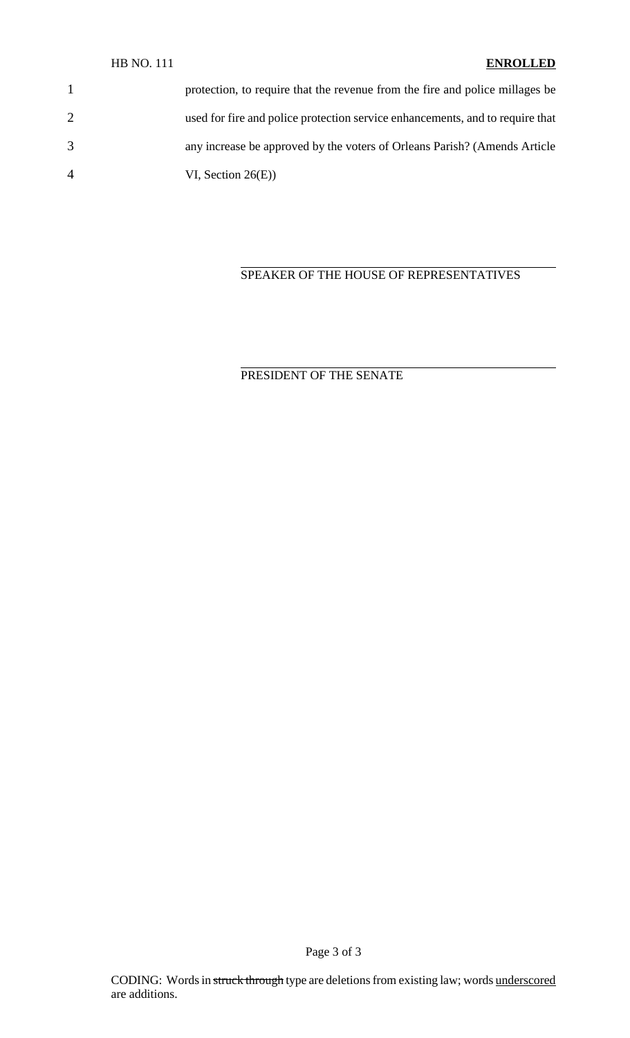protection, to require that the revenue from the fire and police millages be used for fire and police protection service enhancements, and to require that any increase be approved by the voters of Orleans Parish? (Amends Article VI, Section 26(E))

SPEAKER OF THE HOUSE OF REPRESENTATIVES

PRESIDENT OF THE SENATE

CODING: Words in ~~struck through~~ type are deletions from existing law; words underscored are additions.